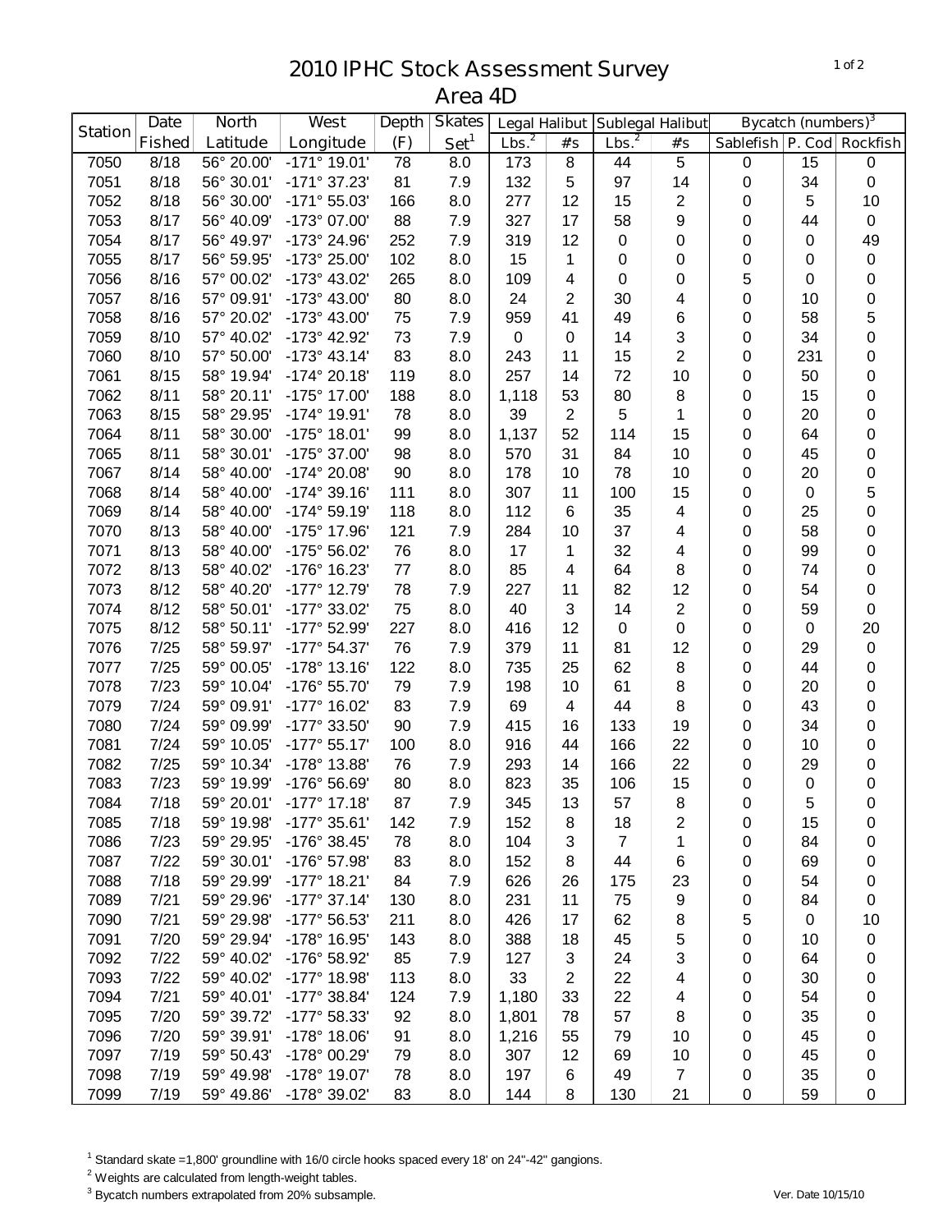# 2010 IPHC Stock Assessment Survey
## Area 4D

| Station | Date Fished | North Latitude | West Longitude | Depth (F) | Skates Set[1] | Legal Halibut Lbs.[2] | Legal Halibut #s | Sublegal Halibut Lbs.[2] | Sublegal Halibut #s | Bycatch (numbers)[3] Sablefish | P. Cod | Rockfish |
|---|---|---|---|---|---|---|---|---|---|---|---|---|
| 7050 | 8/18 | 56° 20.00' | -171° 19.01' | 78 | 8.0 | 173 | 8 | 44 | 5 | 0 | 15 | 0 |
| 7051 | 8/18 | 56° 30.01' | -171° 37.23' | 81 | 7.9 | 132 | 5 | 97 | 14 | 0 | 34 | 0 |
| 7052 | 8/18 | 56° 30.00' | -171° 55.03' | 166 | 8.0 | 277 | 12 | 15 | 2 | 0 | 5 | 10 |
| 7053 | 8/17 | 56° 40.09' | -173° 07.00' | 88 | 7.9 | 327 | 17 | 58 | 9 | 0 | 44 | 0 |
| 7054 | 8/17 | 56° 49.97' | -173° 24.96' | 252 | 7.9 | 319 | 12 | 0 | 0 | 0 | 0 | 49 |
| 7055 | 8/17 | 56° 59.95' | -173° 25.00' | 102 | 8.0 | 15 | 1 | 0 | 0 | 0 | 0 | 0 |
| 7056 | 8/16 | 57° 00.02' | -173° 43.02' | 265 | 8.0 | 109 | 4 | 0 | 0 | 5 | 0 | 0 |
| 7057 | 8/16 | 57° 09.91' | -173° 43.00' | 80 | 8.0 | 24 | 2 | 30 | 4 | 0 | 10 | 0 |
| 7058 | 8/16 | 57° 20.02' | -173° 43.00' | 75 | 7.9 | 959 | 41 | 49 | 6 | 0 | 58 | 5 |
| 7059 | 8/10 | 57° 40.02' | -173° 42.92' | 73 | 7.9 | 0 | 0 | 14 | 3 | 0 | 34 | 0 |
| 7060 | 8/10 | 57° 50.00' | -173° 43.14' | 83 | 8.0 | 243 | 11 | 15 | 2 | 0 | 231 | 0 |
| 7061 | 8/15 | 58° 19.94' | -174° 20.18' | 119 | 8.0 | 257 | 14 | 72 | 10 | 0 | 50 | 0 |
| 7062 | 8/11 | 58° 20.11' | -175° 17.00' | 188 | 8.0 | 1,118 | 53 | 80 | 8 | 0 | 15 | 0 |
| 7063 | 8/15 | 58° 29.95' | -174° 19.91' | 78 | 8.0 | 39 | 2 | 5 | 1 | 0 | 20 | 0 |
| 7064 | 8/11 | 58° 30.00' | -175° 18.01' | 99 | 8.0 | 1,137 | 52 | 114 | 15 | 0 | 64 | 0 |
| 7065 | 8/11 | 58° 30.01' | -175° 37.00' | 98 | 8.0 | 570 | 31 | 84 | 10 | 0 | 45 | 0 |
| 7067 | 8/14 | 58° 40.00' | -174° 20.08' | 90 | 8.0 | 178 | 10 | 78 | 10 | 0 | 20 | 0 |
| 7068 | 8/14 | 58° 40.00' | -174° 39.16' | 111 | 8.0 | 307 | 11 | 100 | 15 | 0 | 0 | 5 |
| 7069 | 8/14 | 58° 40.00' | -174° 59.19' | 118 | 8.0 | 112 | 6 | 35 | 4 | 0 | 25 | 0 |
| 7070 | 8/13 | 58° 40.00' | -175° 17.96' | 121 | 7.9 | 284 | 10 | 37 | 4 | 0 | 58 | 0 |
| 7071 | 8/13 | 58° 40.00' | -175° 56.02' | 76 | 8.0 | 17 | 1 | 32 | 4 | 0 | 99 | 0 |
| 7072 | 8/13 | 58° 40.02' | -176° 16.23' | 77 | 8.0 | 85 | 4 | 64 | 8 | 0 | 74 | 0 |
| 7073 | 8/12 | 58° 40.20' | -177° 12.79' | 78 | 7.9 | 227 | 11 | 82 | 12 | 0 | 54 | 0 |
| 7074 | 8/12 | 58° 50.01' | -177° 33.02' | 75 | 8.0 | 40 | 3 | 14 | 2 | 0 | 59 | 0 |
| 7075 | 8/12 | 58° 50.11' | -177° 52.99' | 227 | 8.0 | 416 | 12 | 0 | 0 | 0 | 0 | 20 |
| 7076 | 7/25 | 58° 59.97' | -177° 54.37' | 76 | 7.9 | 379 | 11 | 81 | 12 | 0 | 29 | 0 |
| 7077 | 7/25 | 59° 00.05' | -178° 13.16' | 122 | 8.0 | 735 | 25 | 62 | 8 | 0 | 44 | 0 |
| 7078 | 7/23 | 59° 10.04' | -176° 55.70' | 79 | 7.9 | 198 | 10 | 61 | 8 | 0 | 20 | 0 |
| 7079 | 7/24 | 59° 09.91' | -177° 16.02' | 83 | 7.9 | 69 | 4 | 44 | 8 | 0 | 43 | 0 |
| 7080 | 7/24 | 59° 09.99' | -177° 33.50' | 90 | 7.9 | 415 | 16 | 133 | 19 | 0 | 34 | 0 |
| 7081 | 7/24 | 59° 10.05' | -177° 55.17' | 100 | 8.0 | 916 | 44 | 166 | 22 | 0 | 10 | 0 |
| 7082 | 7/25 | 59° 10.34' | -178° 13.88' | 76 | 7.9 | 293 | 14 | 166 | 22 | 0 | 29 | 0 |
| 7083 | 7/23 | 59° 19.99' | -176° 56.69' | 80 | 8.0 | 823 | 35 | 106 | 15 | 0 | 0 | 0 |
| 7084 | 7/18 | 59° 20.01' | -177° 17.18' | 87 | 7.9 | 345 | 13 | 57 | 8 | 0 | 5 | 0 |
| 7085 | 7/18 | 59° 19.98' | -177° 35.61' | 142 | 7.9 | 152 | 8 | 18 | 2 | 0 | 15 | 0 |
| 7086 | 7/23 | 59° 29.95' | -176° 38.45' | 78 | 8.0 | 104 | 3 | 7 | 1 | 0 | 84 | 0 |
| 7087 | 7/22 | 59° 30.01' | -176° 57.98' | 83 | 8.0 | 152 | 8 | 44 | 6 | 0 | 69 | 0 |
| 7088 | 7/18 | 59° 29.99' | -177° 18.21' | 84 | 7.9 | 626 | 26 | 175 | 23 | 0 | 54 | 0 |
| 7089 | 7/21 | 59° 29.96' | -177° 37.14' | 130 | 8.0 | 231 | 11 | 75 | 9 | 0 | 84 | 0 |
| 7090 | 7/21 | 59° 29.98' | -177° 56.53' | 211 | 8.0 | 426 | 17 | 62 | 8 | 5 | 0 | 10 |
| 7091 | 7/20 | 59° 29.94' | -178° 16.95' | 143 | 8.0 | 388 | 18 | 45 | 5 | 0 | 10 | 0 |
| 7092 | 7/22 | 59° 40.02' | -176° 58.92' | 85 | 7.9 | 127 | 3 | 24 | 3 | 0 | 64 | 0 |
| 7093 | 7/22 | 59° 40.02' | -177° 18.98' | 113 | 8.0 | 33 | 2 | 22 | 4 | 0 | 30 | 0 |
| 7094 | 7/21 | 59° 40.01' | -177° 38.84' | 124 | 7.9 | 1,180 | 33 | 22 | 4 | 0 | 54 | 0 |
| 7095 | 7/20 | 59° 39.72' | -177° 58.33' | 92 | 8.0 | 1,801 | 78 | 57 | 8 | 0 | 35 | 0 |
| 7096 | 7/20 | 59° 39.91' | -178° 18.06' | 91 | 8.0 | 1,216 | 55 | 79 | 10 | 0 | 45 | 0 |
| 7097 | 7/19 | 59° 50.43' | -178° 00.29' | 79 | 8.0 | 307 | 12 | 69 | 10 | 0 | 45 | 0 |
| 7098 | 7/19 | 59° 49.98' | -178° 19.07' | 78 | 8.0 | 197 | 6 | 49 | 7 | 0 | 35 | 0 |
| 7099 | 7/19 | 59° 49.86' | -178° 39.02' | 83 | 8.0 | 144 | 8 | 130 | 21 | 0 | 59 | 0 |

[1] Standard skate =1,800' groundline with 16/0 circle hooks spaced every 18' on 24"-42" gangions.

[2] Weights are calculated from length-weight tables.

[3] Bycatch numbers extrapolated from 20% subsample.

Ver. Date 10/15/10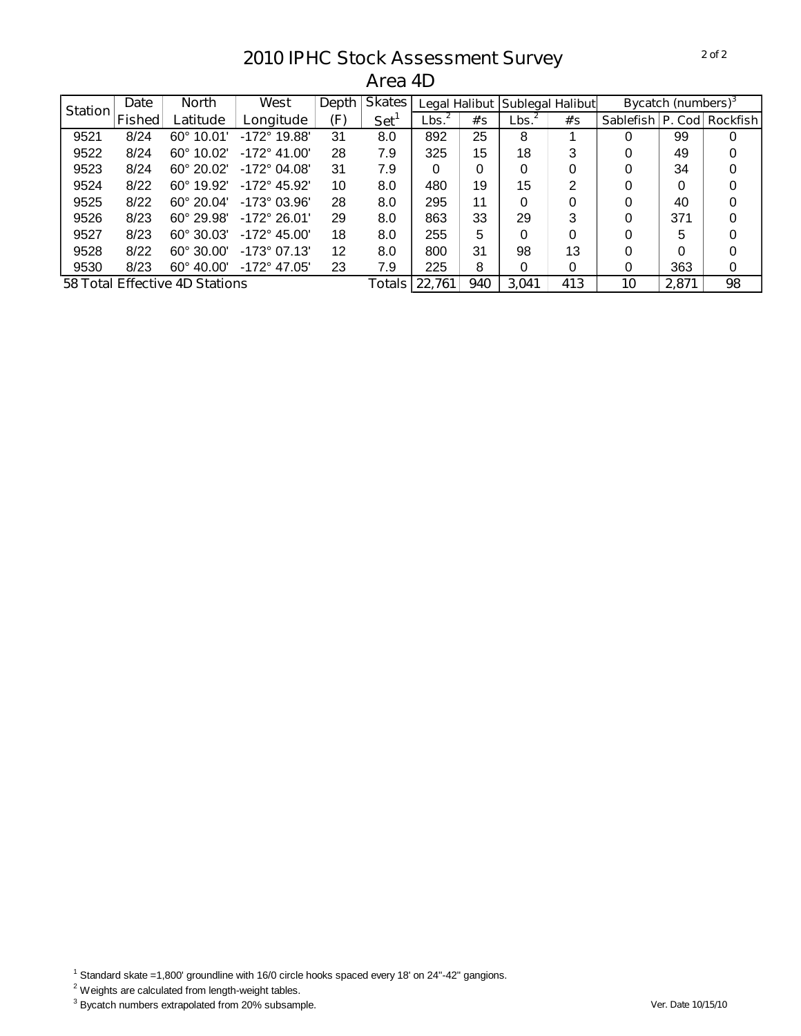# 2010 IPHC Stock Assessment Survey

## Area 4D

| Station | Date Fished | North Latitude | West Longitude | Depth (F) | Skates Set[1] | Legal Halibut | | Sublegal Halibut | | Bycatch (numbers)[3] | | |
|---|---|---|---|---|---|---|---|---|---|---|---|---|
| | | | | | | Lbs.[2] | #s | Lbs.[2] | #s | Sablefish | P. Cod | Rockfish |
| 9521 | 8/24 | 60° 10.01' | -172° 19.88' | 31 | 8.0 | 892 | 25 | 8 | 1 | 0 | 99 | 0 |
| 9522 | 8/24 | 60° 10.02' | -172° 41.00' | 28 | 7.9 | 325 | 15 | 18 | 3 | 0 | 49 | 0 |
| 9523 | 8/24 | 60° 20.02' | -172° 04.08' | 31 | 7.9 | 0 | 0 | 0 | 0 | 0 | 34 | 0 |
| 9524 | 8/22 | 60° 19.92' | -172° 45.92' | 10 | 8.0 | 480 | 19 | 15 | 2 | 0 | 0 | 0 |
| 9525 | 8/22 | 60° 20.04' | -173° 03.96' | 28 | 8.0 | 295 | 11 | 0 | 0 | 0 | 40 | 0 |
| 9526 | 8/23 | 60° 29.98' | -172° 26.01' | 29 | 8.0 | 863 | 33 | 29 | 3 | 0 | 371 | 0 |
| 9527 | 8/23 | 60° 30.03' | -172° 45.00' | 18 | 8.0 | 255 | 5 | 0 | 0 | 0 | 5 | 0 |
| 9528 | 8/22 | 60° 30.00' | -173° 07.13' | 12 | 8.0 | 800 | 31 | 98 | 13 | 0 | 0 | 0 |
| 9530 | 8/23 | 60° 40.00' | -172° 47.05' | 23 | 7.9 | 225 | 8 | 0 | 0 | 0 | 363 | 0 |
| 58 Total Effective 4D Stations | | | | | Totals | 22,761 | 940 | 3,041 | 413 | 10 | 2,871 | 98 |

[1] Standard skate =1,800' groundline with 16/0 circle hooks spaced every 18' on 24"-42" gangions.

[2] Weights are calculated from length-weight tables.

[3] Bycatch numbers extrapolated from 20% subsample.

Ver. Date 10/15/10